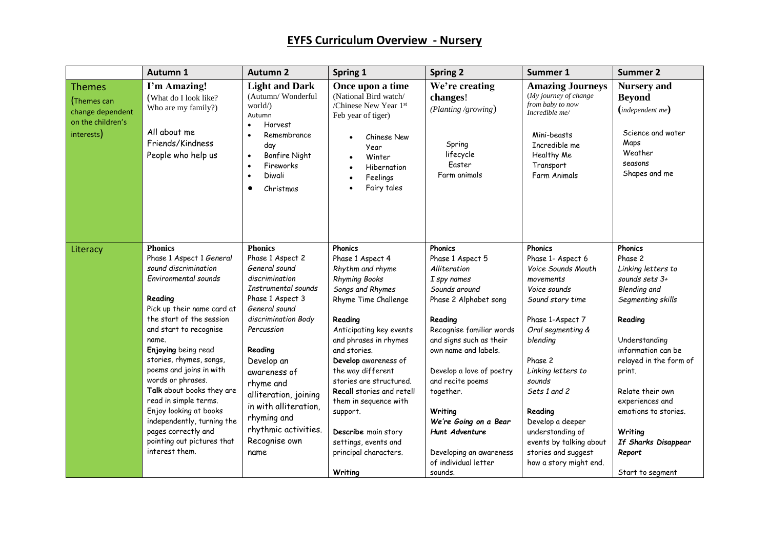# EYFS Curriculum Overview - Nursery

| | Autumn 1 | Autumn 2 | Spring 1 | Spring 2 | Summer 1 | Summer 2 |
|---|---|---|---|---|---|---|
| Themes (Themes can change dependent on the children's interests) | **I'm Amazing!** (What do I look like? Who are my family?)<br><br>All about me<br>Friends/Kindness<br>People who help us | **Light and Dark** (Autumn/ Wonderful world/)<br>Autumn<br>• Harvest<br>• Remembrance day<br>• Bonfire Night<br>• Fireworks<br>• Diwali<br>• Christmas | **Once upon a time** (National Bird watch/ /Chinese New Year 1st Feb year of tiger)<br>• Chinese New Year<br>• Winter<br>• Hibernation<br>• Feelings<br>• Fairy tales | **We're creating changes!** *(Planting /growing)*<br><br>Spring lifecycle<br>Easter<br>Farm animals | **Amazing Journeys** *(My journey of change from baby to now Incredible me/*<br><br>Mini-beasts<br>Incredible me<br>Healthy Me<br>Transport<br>Farm Animals | **Nursery and Beyond** *(independent me)*<br><br>Science and water<br>Maps<br>Weather<br>seasons<br>Shapes and me |
| Literacy | **Phonics**<br>Phase 1 Aspect 1 *General sound discrimination Environmental sounds*<br><br>**Reading**<br>Pick up their name card at the start of the session and start to recognise name.<br>**Enjoying** being read stories, rhymes, songs, poems and joins in with words or phrases.<br>**Talk** about books they are read in simple terms.<br>Enjoy looking at books independently, turning the pages correctly and pointing out pictures that interest them. | **Phonics**<br>Phase 1 Aspect 2 *General sound discrimination Instrumental sounds*<br>Phase 1 Aspect 3 *General sound discrimination Body Percussion*<br><br>**Reading**<br>Develop an awareness of rhyme and alliteration, joining in with alliteration, rhyming and rhythmic activities.<br>Recognise own name | **Phonics**<br>Phase 1 Aspect 4<br>*Rhythm and rhyme*<br>*Rhyming Books*<br>*Songs and Rhymes*<br>Rhyme Time Challenge<br><br>**Reading**<br>Anticipating key events and phrases in rhymes and stories.<br>**Develop** awareness of the way different stories are structured.<br>**Recall** stories and retell them in sequence with support.<br><br>**Describe** main story settings, events and principal characters.<br><br>**Writing** | **Phonics**<br>Phase 1 Aspect 5<br>*Alliteration*<br>*I spy names*<br>*Sounds around*<br>Phase 2 Alphabet song<br><br>**Reading**<br>Recognise familiar words and signs such as their own name and labels.<br><br>Develop a love of poetry and recite poems together.<br><br>**Writing**<br>***We're Going on a Bear Hunt Adventure***<br><br>Developing an awareness of individual letter sounds. | **Phonics**<br>Phase 1- Aspect 6<br>*Voice Sounds Mouth movements*<br>*Voice sounds*<br>*Sound story time*<br><br>Phase 1-Aspect 7<br>*Oral segmenting & blending*<br><br>Phase 2<br>*Linking letters to sounds*<br>*Sets 1 and 2*<br><br>**Reading**<br>Develop a deeper understanding of events by talking about stories and suggest how a story might end. | **Phonics**<br>Phase 2<br>*Linking letters to sounds sets 3+*<br>*Blending and Segmenting skills*<br><br>**Reading**<br><br>Understanding information can be relayed in the form of print.<br><br>Relate their own experiences and emotions to stories.<br><br>**Writing**<br>***If Sharks Disappear Report***<br><br>Start to segment |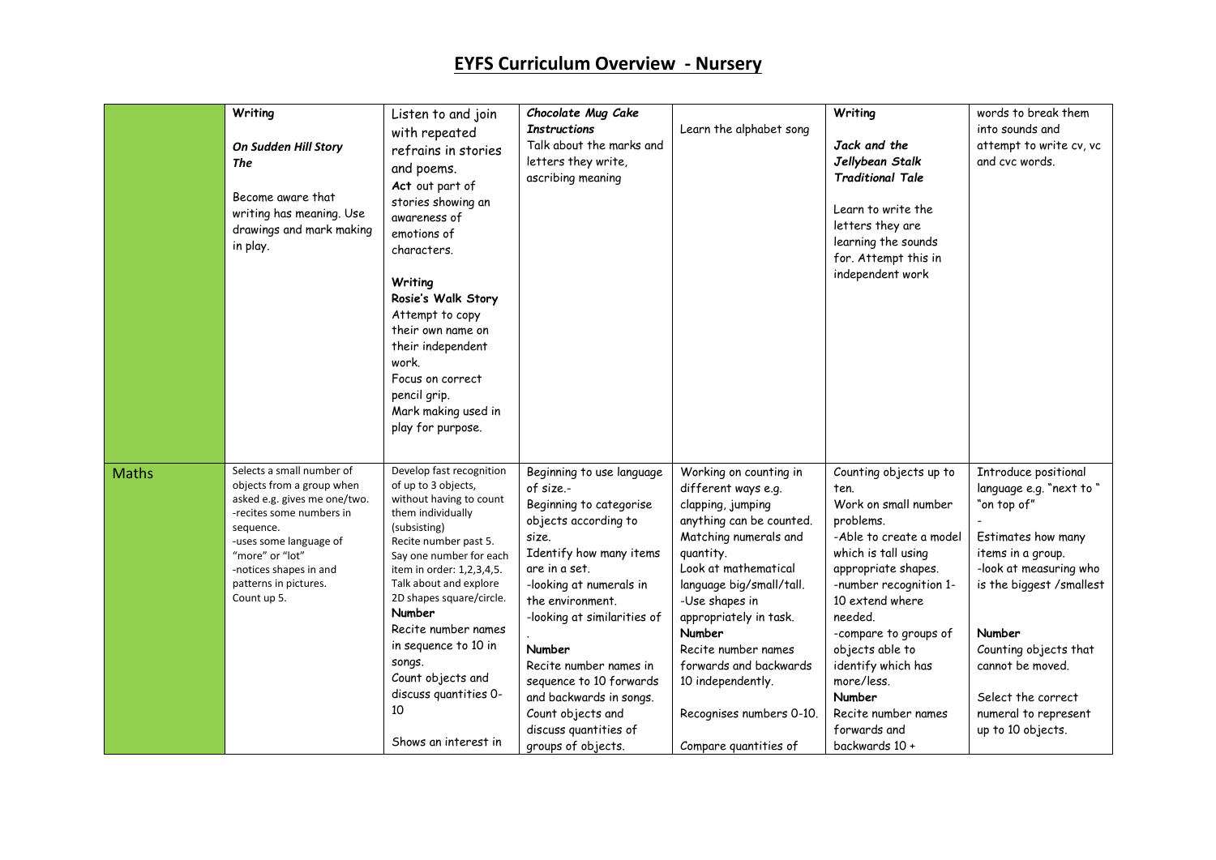# EYFS Curriculum Overview - Nursery

| | | | | | | |
|---|---|---|---|---|---|---|
| | **Writing**<br><br>***On Sudden Hill Story The***<br><br>Become aware that writing has meaning. Use drawings and mark making in play. | Listen to and join with repeated refrains in stories and poems.<br>**Act** out part of stories showing an awareness of emotions of characters.<br><br>**Writing**<br>**Rosie's Walk Story**<br>Attempt to copy their own name on their independent work.<br>Focus on correct pencil grip.<br>Mark making used in play for purpose. | ***Chocolate Mug Cake Instructions***<br>Talk about the marks and letters they write, ascribing meaning | Learn the alphabet song | **Writing**<br><br>***Jack and the Jellybean Stalk Traditional Tale***<br><br>Learn to write the letters they are learning the sounds for. Attempt this in independent work | words to break them into sounds and attempt to write cv, vc and cvc words. |
| Maths | Selects a small number of objects from a group when asked e.g. gives me one/two.<br>-recites some numbers in sequence.<br>-uses some language of "more" or "lot"<br>-notices shapes in and patterns in pictures.<br>Count up 5. | Develop fast recognition of up to 3 objects, without having to count them individually (subsisting)<br>Recite number past 5.<br>Say one number for each item in order: 1,2,3,4,5.<br>Talk about and explore 2D shapes square/circle.<br>**Number**<br>Recite number names in sequence to 10 in songs.<br>Count objects and discuss quantities 0-10<br><br>Shows an interest in | Beginning to use language of size.-<br>Beginning to categorise objects according to size.<br>Identify how many items are in a set.<br>-looking at numerals in the environment.<br>-looking at similarities of<br>.<br>**Number**<br>Recite number names in sequence to 10 forwards and backwards in songs.<br>Count objects and discuss quantities of groups of objects. | Working on counting in different ways e.g. clapping, jumping anything can be counted.<br>Matching numerals and quantity.<br>Look at mathematical language big/small/tall.<br>-Use shapes in appropriately in task.<br>**Number**<br>Recite number names forwards and backwards 10 independently.<br><br>Recognises numbers 0-10.<br><br>Compare quantities of | Counting objects up to ten.<br>Work on small number problems.<br>-Able to create a model which is tall using appropriate shapes.<br>-number recognition 1-10 extend where needed.<br>-compare to groups of objects able to identify which has more/less.<br>**Number**<br>Recite number names forwards and backwards 10 + | Introduce positional language e.g. "next to " "on top of"<br>-<br>Estimates how many items in a group.<br>-look at measuring who is the biggest /smallest<br><br>**Number**<br>Counting objects that cannot be moved.<br><br>Select the correct numeral to represent up to 10 objects. |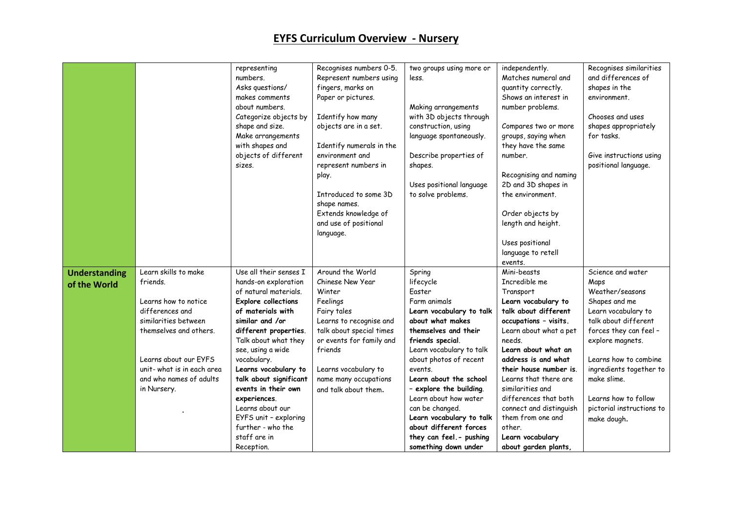# EYFS Curriculum Overview - Nursery

| | | | | | | |
|---|---|---|---|---|---|---|
| | | representing numbers.<br>Asks questions/ makes comments about numbers.<br>Categorize objects by shape and size.<br>Make arrangements with shapes and objects of different sizes. | Recognises numbers 0-5.<br>Represent numbers using fingers, marks on Paper or pictures.<br><br>Identify how many objects are in a set.<br><br>Identify numerals in the environment and represent numbers in play.<br><br>Introduced to some 3D shape names.<br>Extends knowledge of and use of positional language. | two groups using more or less.<br><br>Making arrangements with 3D objects through construction, using language spontaneously.<br><br>Describe properties of shapes.<br><br>Uses positional language to solve problems. | independently.<br>Matches numeral and quantity correctly.<br>Shows an interest in number problems.<br><br>Compares two or more groups, saying when they have the same number.<br><br>Recognising and naming 2D and 3D shapes in the environment.<br><br>Order objects by length and height.<br><br>Uses positional language to retell events. | Recognises similarities and differences of shapes in the environment.<br><br>Chooses and uses shapes appropriately for tasks.<br><br>Give instructions using positional language. |
| **Understanding of the World** | Learn skills to make friends.<br><br>Learns how to notice differences and similarities between themselves and others.<br><br>Learns about our EYFS unit- what is in each area and who names of adults in Nursery.<br><br>. | Use all their senses I hands-on exploration of natural materials.<br>**Explore collections of materials with similar and /or different properties**.<br>Talk about what they see, using a wide vocabulary.<br>**Learns vocabulary to talk about significant events in their own experiences**.<br>Learns about our EYFS unit – exploring further - who the staff are in Reception. | Around the World<br>Chinese New Year<br>Winter<br>Feelings<br>Fairy tales<br>Learns to recognise and talk about special times or events for family and friends<br><br>Learns vocabulary to name many occupations and talk about them**.** | Spring<br>lifecycle<br>Easter<br>Farm animals<br>**Learn vocabulary to talk about what makes themselves and their friends special**.<br>Learn vocabulary to talk about photos of recent events.<br>**Learn about the school – explore the building**.<br>Learn about how water can be changed.<br>**Learn vocabulary to talk about different forces they can feel.- pushing something down under** | Mini-beasts<br>Incredible me<br>Transport<br>**Learn vocabulary to talk about different occupations – visits.**<br>Learn about what a pet needs.<br>**Learn about what an address is and what their house number is**.<br>Learns that there are similarities and differences that both connect and distinguish them from one and other.<br>**Learn vocabulary about garden plants,** | Science and water<br>Maps<br>Weather/seasons<br>Shapes and me<br>Learn vocabulary to talk about different forces they can feel – explore magnets.<br><br>Learns how to combine ingredients together to make slime.<br><br>Learns how to follow pictorial instructions to make dough**.** |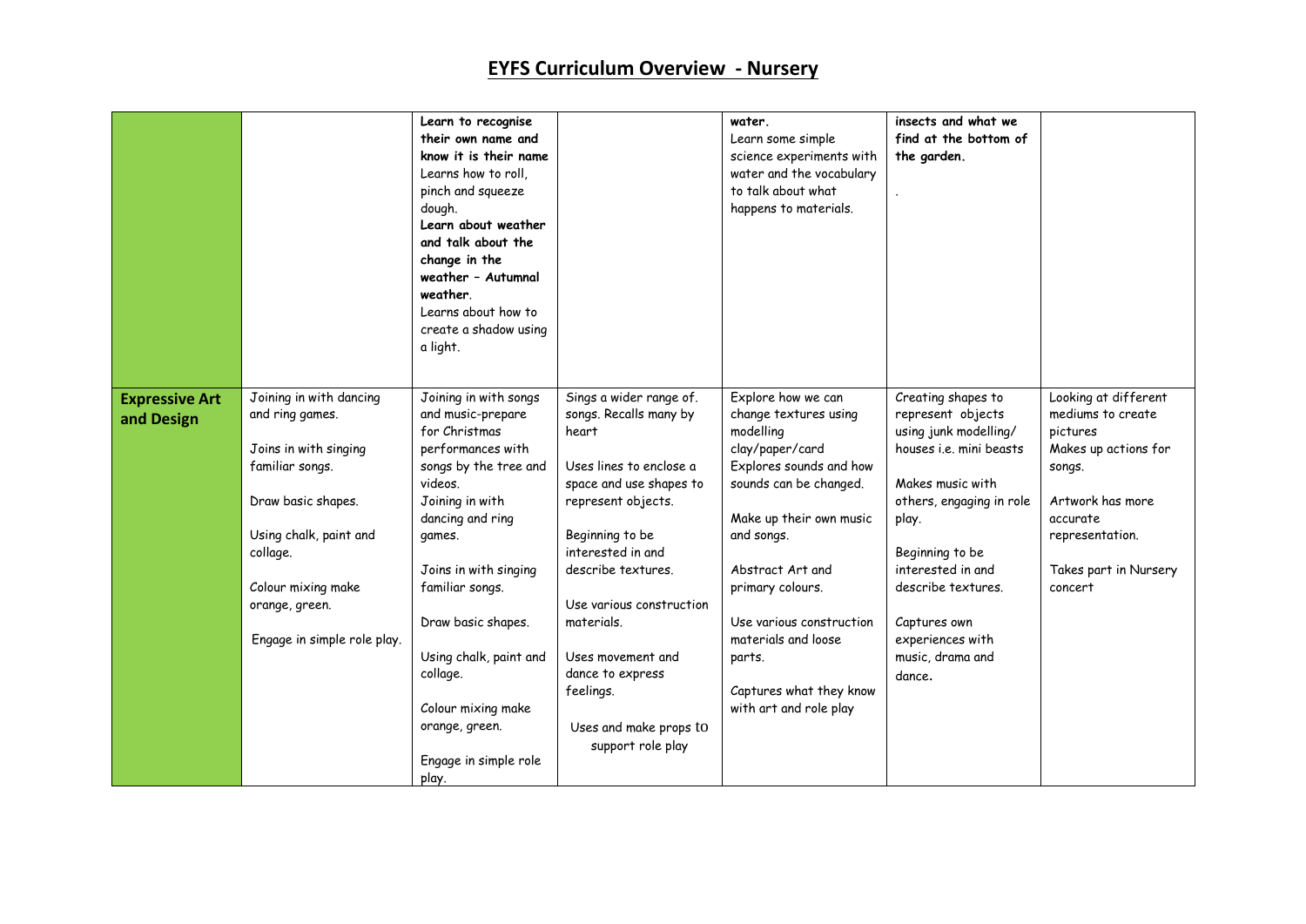# EYFS Curriculum Overview - Nursery

| | | | | | | |
|---|---|---|---|---|---|---|
| | | **Learn to recognise their own name and know it is their name**<br>Learns how to roll, pinch and squeeze dough.<br>**Learn about weather and talk about the change in the weather – Autumnal weather**.<br>Learns about how to create a shadow using a light. | | **water.**<br>Learn some simple science experiments with water and the vocabulary to talk about what happens to materials. | **insects and what we find at the bottom of the garden.**<br>. | |
| **Expressive Art and Design** | Joining in with dancing and ring games.<br><br>Joins in with singing familiar songs.<br><br>Draw basic shapes.<br><br>Using chalk, paint and collage.<br><br>Colour mixing make orange, green.<br><br>Engage in simple role play. | Joining in with songs and music-prepare for Christmas performances with songs by the tree and videos.<br>Joining in with dancing and ring games.<br><br>Joins in with singing familiar songs.<br><br>Draw basic shapes.<br><br>Using chalk, paint and collage.<br><br>Colour mixing make orange, green.<br><br>Engage in simple role play. | Sings a wider range of. songs. Recalls many by heart<br><br>Uses lines to enclose a space and use shapes to represent objects.<br><br>Beginning to be interested in and describe textures.<br><br>Use various construction materials.<br><br>Uses movement and dance to express feelings.<br><br>Uses and make props to support role play | Explore how we can change textures using modelling clay/paper/card<br>Explores sounds and how sounds can be changed.<br><br>Make up their own music and songs.<br><br>Abstract Art and primary colours.<br><br>Use various construction materials and loose parts.<br><br>Captures what they know with art and role play | Creating shapes to represent objects using junk modelling/ houses i.e. mini beasts<br><br>Makes music with others, engaging in role play.<br><br>Beginning to be interested in and describe textures.<br><br>Captures own experiences with music, drama and dance**.** | Looking at different mediums to create pictures<br>Makes up actions for songs.<br><br>Artwork has more accurate representation.<br><br>Takes part in Nursery concert |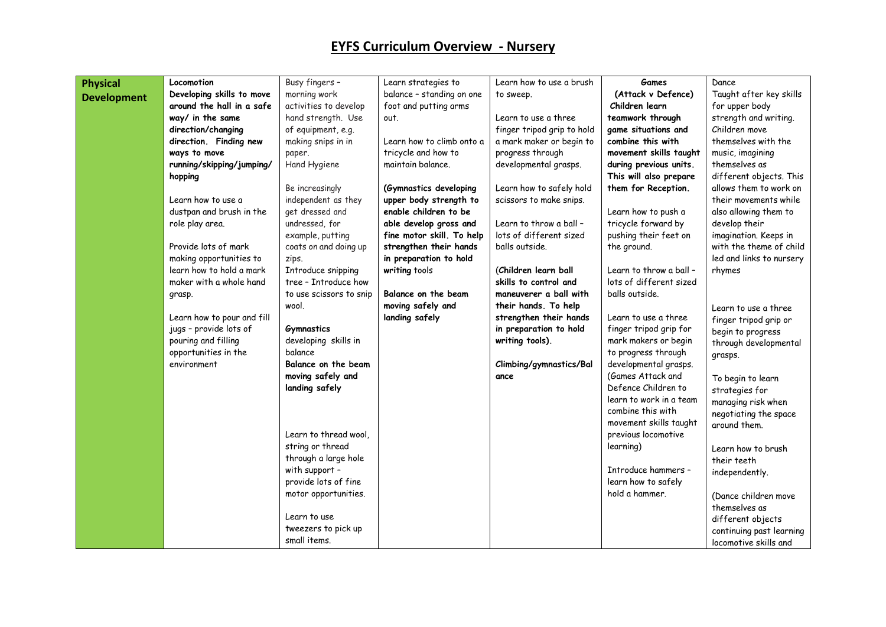# EYFS Curriculum Overview - Nursery

| | | | | | | |
|---|---|---|---|---|---|---|
| **Physical Development** | **Locomotion Developing skills to move around the hall in a safe way/ in the same direction/changing direction. Finding new ways to move running/skipping/jumping/ hopping**<br><br>Learn how to use a dustpan and brush in the role play area.<br><br>Provide lots of mark making opportunities to learn how to hold a mark maker with a whole hand grasp.<br><br>Learn how to pour and fill jugs – provide lots of pouring and filling opportunities in the environment | Busy fingers – morning work activities to develop hand strength. Use of equipment, e.g. making snips in in paper.<br>Hand Hygiene<br><br>Be increasingly independent as they get dressed and undressed, for example, putting coats on and doing up zips.<br>Introduce snipping tree – Introduce how to use scissors to snip wool.<br><br>**Gymnastics** developing skills in balance<br>**Balance on the beam moving safely and landing safely**<br><br>Learn to thread wool, string or thread through a large hole with support – provide lots of fine motor opportunities.<br><br>Learn to use tweezers to pick up small items. | Learn strategies to balance – standing on one foot and putting arms out.<br><br>Learn how to climb onto a tricycle and how to maintain balance.<br><br>**(Gymnastics developing upper body strength to enable children to be able develop gross and fine motor skill. To help strengthen their hands in preparation to hold writing** tools<br><br>**Balance on the beam moving safely and landing safely** | Learn how to use a brush to sweep.<br><br>Learn to use a three finger tripod grip to hold a mark maker or begin to progress through developmental grasps.<br><br>Learn how to safely hold scissors to make snips.<br><br>Learn to throw a ball – lots of different sized balls outside.<br><br>**(Children learn ball skills to control and maneuverer a ball with their hands. To help strengthen their hands in preparation to hold writing tools).**<br><br>**Climbing/gymnastics/Balance** | **Games (Attack v Defence) Children learn teamwork through game situations and combine this with movement skills taught during previous units. This will also prepare them for Reception.**<br><br>Learn how to push a tricycle forward by pushing their feet on the ground.<br><br>Learn to throw a ball – lots of different sized balls outside.<br><br>Learn to use a three finger tripod grip for mark makers or begin to progress through developmental grasps.<br>(Games Attack and Defence Children to learn to work in a team combine this with movement skills taught previous locomotive learning)<br><br>Introduce hammers – learn how to safely hold a hammer. | Dance<br>Taught after key skills for upper body strength and writing. Children move themselves with the music, imagining themselves as different objects. This allows them to work on their movements while also allowing them to develop their imagination. Keeps in with the theme of child led and links to nursery rhymes<br><br>Learn to use a three finger tripod grip or begin to progress through developmental grasps.<br><br>To begin to learn strategies for managing risk when negotiating the space around them.<br><br>Learn how to brush their teeth independently.<br><br>(Dance children move themselves as different objects continuing past learning locomotive skills and |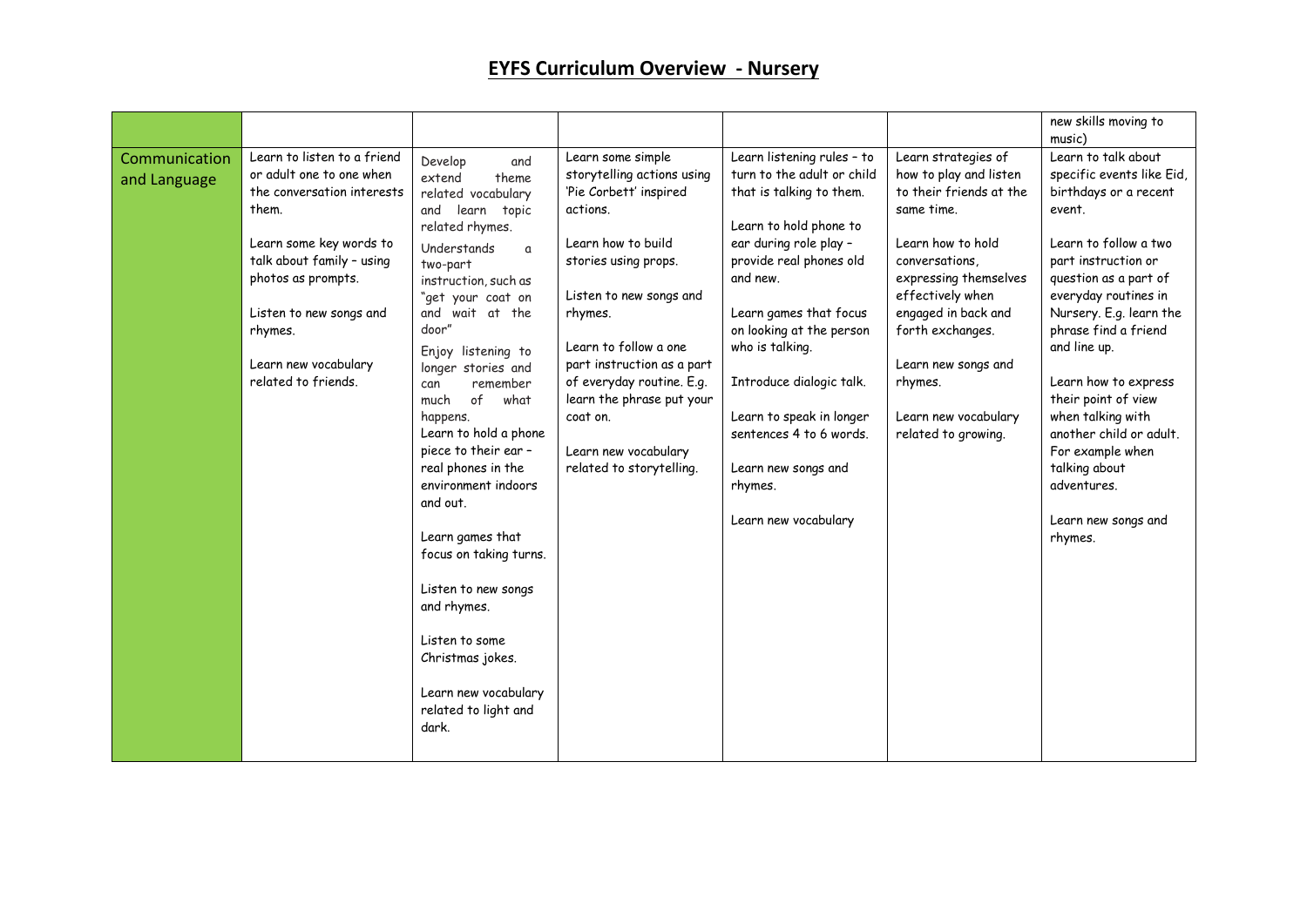# EYFS Curriculum Overview - Nursery

| | | | | | | |
|---|---|---|---|---|---|---|
| | | | | | | new skills moving to music) |
| Communication and Language | Learn to listen to a friend or adult one to one when the conversation interests them.<br><br>Learn some key words to talk about family – using photos as prompts.<br><br>Listen to new songs and rhymes.<br><br>Learn new vocabulary related to friends. | Develop and extend theme related vocabulary and learn topic related rhymes.<br><br>Understands a two-part instruction, such as "get your coat on and wait at the door"<br><br>Enjoy listening to longer stories and can remember much of what happens.<br>Learn to hold a phone piece to their ear – real phones in the environment indoors and out.<br><br>Learn games that focus on taking turns.<br><br>Listen to new songs and rhymes.<br><br>Listen to some Christmas jokes.<br><br>Learn new vocabulary related to light and dark. | Learn some simple storytelling actions using 'Pie Corbett' inspired actions.<br><br>Learn how to build stories using props.<br><br>Listen to new songs and rhymes.<br><br>Learn to follow a one part instruction as a part of everyday routine. E.g. learn the phrase put your coat on.<br><br>Learn new vocabulary related to storytelling. | Learn listening rules – to turn to the adult or child that is talking to them.<br><br>Learn to hold phone to ear during role play – provide real phones old and new.<br><br>Learn games that focus on looking at the person who is talking.<br><br>Introduce dialogic talk.<br><br>Learn to speak in longer sentences 4 to 6 words.<br><br>Learn new songs and rhymes.<br><br>Learn new vocabulary | Learn strategies of how to play and listen to their friends at the same time.<br><br>Learn how to hold conversations, expressing themselves effectively when engaged in back and forth exchanges.<br><br>Learn new songs and rhymes.<br><br>Learn new vocabulary related to growing. | Learn to talk about specific events like Eid, birthdays or a recent event.<br><br>Learn to follow a two part instruction or question as a part of everyday routines in Nursery. E.g. learn the phrase find a friend and line up.<br><br>Learn how to express their point of view when talking with another child or adult. For example when talking about adventures.<br><br>Learn new songs and rhymes. |